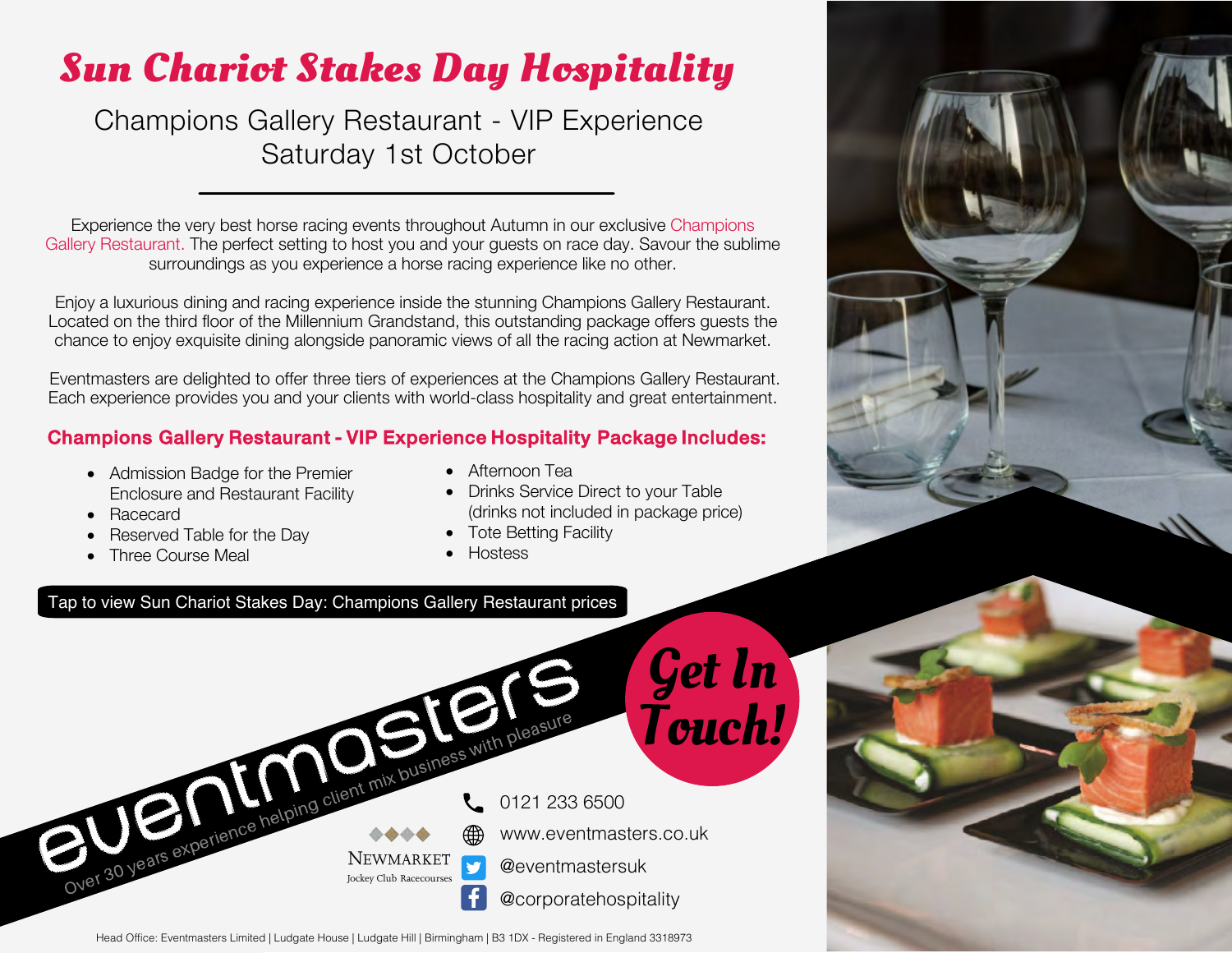# Sun Chariot Stakes Day Hospitality

## Champions Gallery Restaurant - VIP Experience
## Saturday 1st October

Experience the very best horse racing events throughout Autumn in our exclusive Champions Gallery Restaurant. The perfect setting to host you and your guests on race day. Savour the sublime surroundings as you experience a horse racing experience like no other.

Enjoy a luxurious dining and racing experience inside the stunning Champions Gallery Restaurant. Located on the third floor of the Millennium Grandstand, this outstanding package offers guests the chance to enjoy exquisite dining alongside panoramic views of all the racing action at Newmarket.

Eventmasters are delighted to offer three tiers of experiences at the Champions Gallery Restaurant. Each experience provides you and your clients with world-class hospitality and great entertainment.

### Champions Gallery Restaurant - VIP Experience Hospitality Package Includes:

- Admission Badge for the Premier Enclosure and Restaurant Facility
- Racecard
- Reserved Table for the Day
- Three Course Meal
- Afternoon Tea
- Drinks Service Direct to your Table (drinks not included in package price)
- Tote Betting Facility
- Hostess

Tap to view Sun Chariot Stakes Day: Champions Gallery Restaurant prices

eventmasters

Over 30 years experience helping client mix business with pleasure

**Get In Touch!**

Newmarket Jockey Club Racecourses

- 0121 233 6500
- www.eventmasters.co.uk
- @eventmastersuk
- @corporatehospitality

Head Office: Eventmasters Limited | Ludgate House | Ludgate Hill | Birmingham | B3 1DX - Registered in England 3318973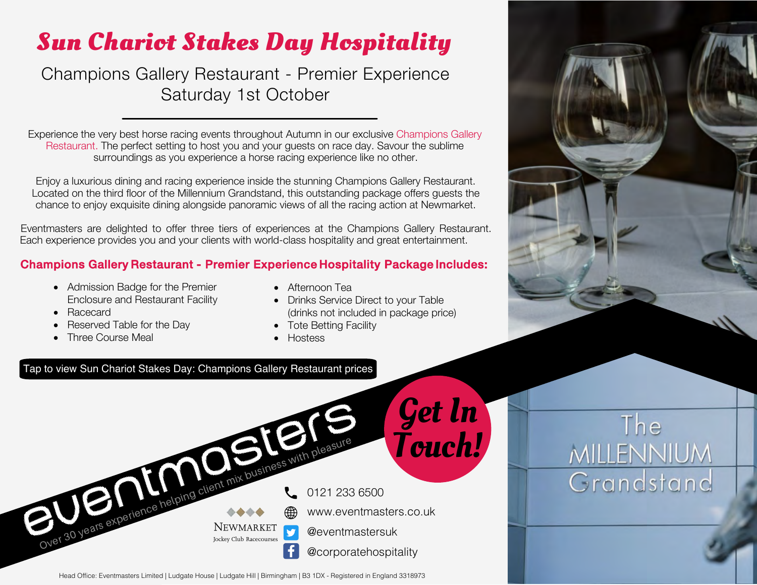# Sun Chariot Stakes Day Hospitality

## Champions Gallery Restaurant - Premier Experience
## Saturday 1st October

---

Experience the very best horse racing events throughout Autumn in our exclusive Champions Gallery Restaurant. The perfect setting to host you and your guests on race day. Savour the sublime surroundings as you experience a horse racing experience like no other.

Enjoy a luxurious dining and racing experience inside the stunning Champions Gallery Restaurant. Located on the third floor of the Millennium Grandstand, this outstanding package offers guests the chance to enjoy exquisite dining alongside panoramic views of all the racing action at Newmarket.

Eventmasters are delighted to offer three tiers of experiences at the Champions Gallery Restaurant. Each experience provides you and your clients with world-class hospitality and great entertainment.

### Champions Gallery Restaurant - Premier Experience Hospitality Package Includes:

- Admission Badge for the Premier Enclosure and Restaurant Facility
- Racecard
- Reserved Table for the Day
- Three Course Meal
- Afternoon Tea
- Drinks Service Direct to your Table (drinks not included in package price)
- Tote Betting Facility
- Hostess

Tap to view Sun Chariot Stakes Day: Champions Gallery Restaurant prices

eventmasters

Over 30 years experience helping client mix business with pleasure

**Get In Touch!**

NEWMARKET Jockey Club Racecourses

- 0121 233 6500
- www.eventmasters.co.uk
- @eventmastersuk
- @corporatehospitality

The MILLENNIUM Grandstand

Head Office: Eventmasters Limited | Ludgate House | Ludgate Hill | Birmingham | B3 1DX - Registered in England 3318973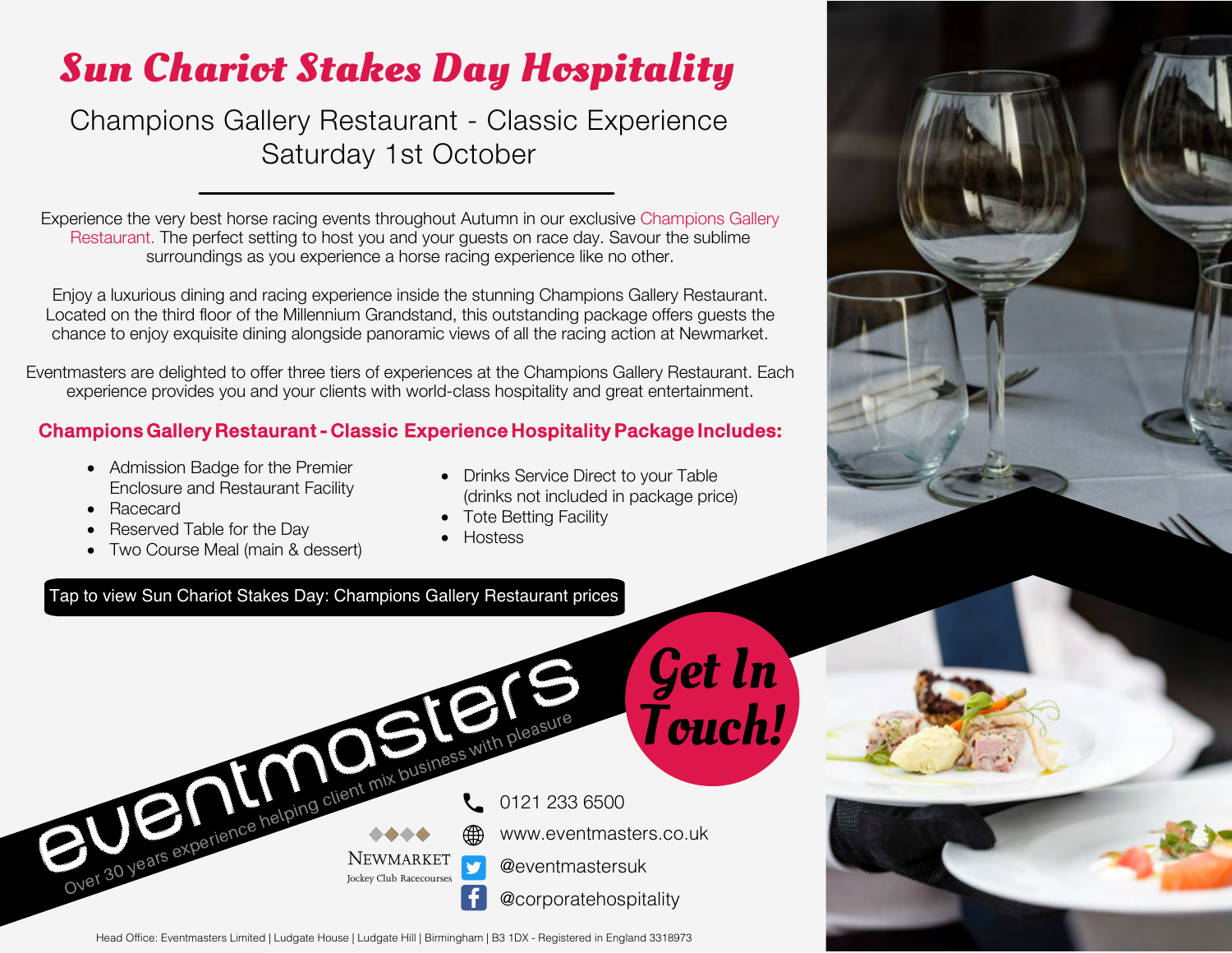# Sun Chariot Stakes Day Hospitality

Champions Gallery Restaurant - Classic Experience
Saturday 1st October

Experience the very best horse racing events throughout Autumn in our exclusive Champions Gallery Restaurant. The perfect setting to host you and your guests on race day. Savour the sublime surroundings as you experience a horse racing experience like no other.

Enjoy a luxurious dining and racing experience inside the stunning Champions Gallery Restaurant. Located on the third floor of the Millennium Grandstand, this outstanding package offers guests the chance to enjoy exquisite dining alongside panoramic views of all the racing action at Newmarket.

Eventmasters are delighted to offer three tiers of experiences at the Champions Gallery Restaurant. Each experience provides you and your clients with world-class hospitality and great entertainment.

## Champions Gallery Restaurant - Classic Experience Hospitality Package Includes:

- Admission Badge for the Premier Enclosure and Restaurant Facility
- Racecard
- Reserved Table for the Day
- Two Course Meal (main & dessert)
- Drinks Service Direct to your Table (drinks not included in package price)
- Tote Betting Facility
- Hostess

Tap to view Sun Chariot Stakes Day: Champions Gallery Restaurant prices

eventmasters
Over 30 years experience helping client mix business with pleasure

Newmarket
Jockey Club Racecourses

Get In Touch!

0121 233 6500
www.eventmasters.co.uk
@eventmastersuk
@corporatehospitality

Head Office: Eventmasters Limited | Ludgate House | Ludgate Hill | Birmingham | B3 1DX - Registered in England 3318973